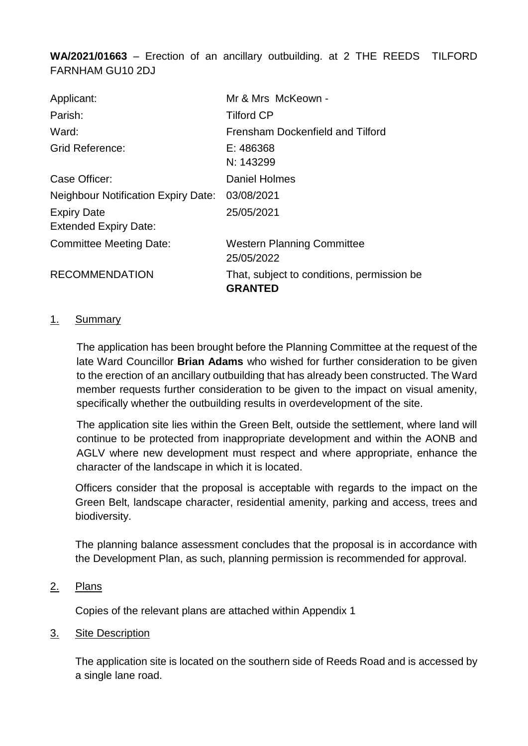**WA/2021/01663** – Erection of an ancillary outbuilding. at 2 THE REEDS TILFORD FARNHAM GU10 2DJ

| | |
|---|---|
| Applicant: | Mr & Mrs McKeown - |
| Parish: | Tilford CP |
| Ward: | Frensham Dockenfield and Tilford |
| Grid Reference: | E: 486368<br>N: 143299 |
| Case Officer: | Daniel Holmes |
| Neighbour Notification Expiry Date: | 03/08/2021 |
| Expiry Date<br>Extended Expiry Date: | 25/05/2021 |
| Committee Meeting Date: | Western Planning Committee<br>25/05/2022 |
| RECOMMENDATION | That, subject to conditions, permission be **GRANTED** |

## 1. Summary

The application has been brought before the Planning Committee at the request of the late Ward Councillor **Brian Adams** who wished for further consideration to be given to the erection of an ancillary outbuilding that has already been constructed. The Ward member requests further consideration to be given to the impact on visual amenity, specifically whether the outbuilding results in overdevelopment of the site.

The application site lies within the Green Belt, outside the settlement, where land will continue to be protected from inappropriate development and within the AONB and AGLV where new development must respect and where appropriate, enhance the character of the landscape in which it is located.

Officers consider that the proposal is acceptable with regards to the impact on the Green Belt, landscape character, residential amenity, parking and access, trees and biodiversity.

The planning balance assessment concludes that the proposal is in accordance with the Development Plan, as such, planning permission is recommended for approval.

## 2. Plans

Copies of the relevant plans are attached within Appendix 1

## 3. Site Description

The application site is located on the southern side of Reeds Road and is accessed by a single lane road.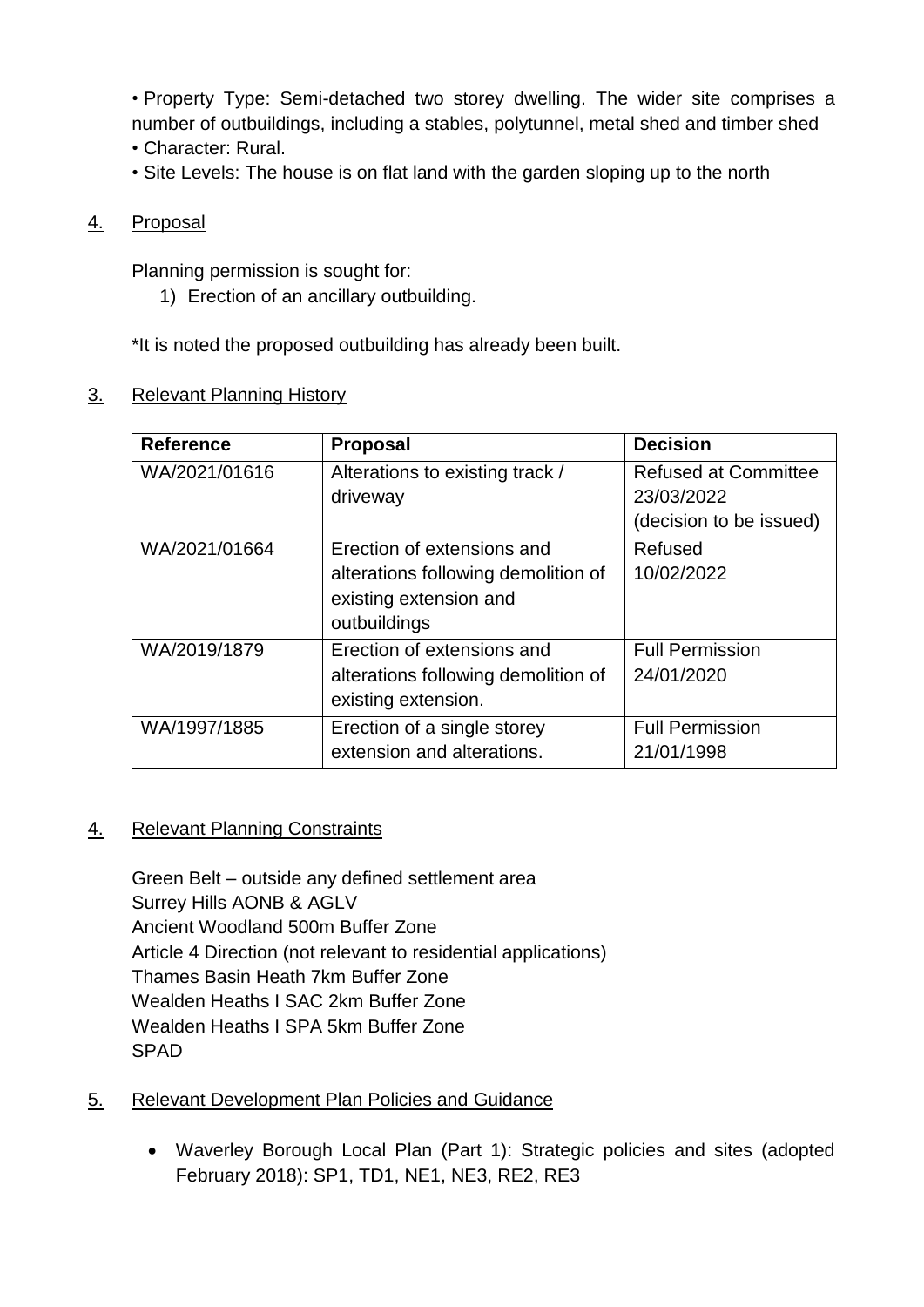• Property Type: Semi-detached two storey dwelling. The wider site comprises a number of outbuildings, including a stables, polytunnel, metal shed and timber shed
• Character: Rural.
• Site Levels: The house is on flat land with the garden sloping up to the north

## 4. Proposal

Planning permission is sought for:

1) Erection of an ancillary outbuilding.

*It is noted the proposed outbuilding has already been built.

## 3. Relevant Planning History

| Reference | Proposal | Decision |
| --- | --- | --- |
| WA/2021/01616 | Alterations to existing track / driveway | Refused at Committee 23/03/2022 (decision to be issued) |
| WA/2021/01664 | Erection of extensions and alterations following demolition of existing extension and outbuildings | Refused 10/02/2022 |
| WA/2019/1879 | Erection of extensions and alterations following demolition of existing extension. | Full Permission 24/01/2020 |
| WA/1997/1885 | Erection of a single storey extension and alterations. | Full Permission 21/01/1998 |

## 4. Relevant Planning Constraints

Green Belt – outside any defined settlement area
Surrey Hills AONB & AGLV
Ancient Woodland 500m Buffer Zone
Article 4 Direction (not relevant to residential applications)
Thames Basin Heath 7km Buffer Zone
Wealden Heaths I SAC 2km Buffer Zone
Wealden Heaths I SPA 5km Buffer Zone
SPAD

## 5. Relevant Development Plan Policies and Guidance

- Waverley Borough Local Plan (Part 1): Strategic policies and sites (adopted February 2018): SP1, TD1, NE1, NE3, RE2, RE3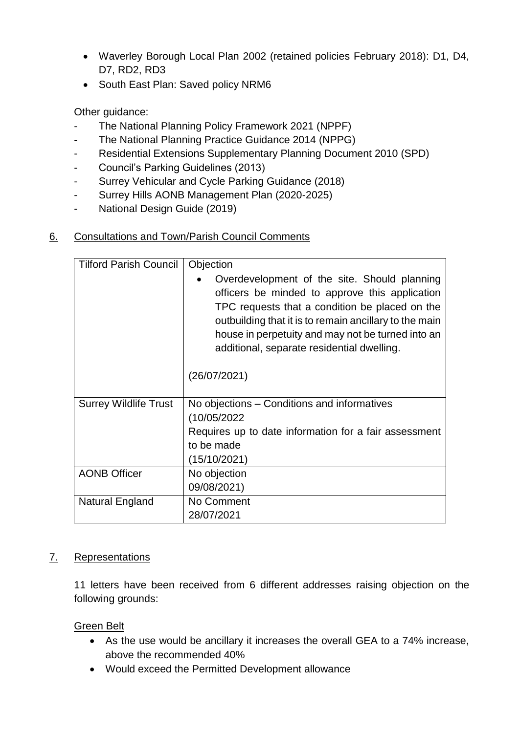- Waverley Borough Local Plan 2002 (retained policies February 2018): D1, D4, D7, RD2, RD3
- South East Plan: Saved policy NRM6

Other guidance:

- The National Planning Policy Framework 2021 (NPPF)
- The National Planning Practice Guidance 2014 (NPPG)
- Residential Extensions Supplementary Planning Document 2010 (SPD)
- Council's Parking Guidelines (2013)
- Surrey Vehicular and Cycle Parking Guidance (2018)
- Surrey Hills AONB Management Plan (2020-2025)
- National Design Guide (2019)

## 6. Consultations and Town/Parish Council Comments

| | |
|---|---|
| Tilford Parish Council | Objection<br>• Overdevelopment of the site. Should planning officers be minded to approve this application TPC requests that a condition be placed on the outbuilding that it is to remain ancillary to the main house in perpetuity and may not be turned into an additional, separate residential dwelling.<br><br>(26/07/2021) |
| Surrey Wildlife Trust | No objections – Conditions and informatives (10/05/2022<br>Requires up to date information for a fair assessment to be made<br>(15/10/2021) |
| AONB Officer | No objection<br>09/08/2021) |
| Natural England | No Comment<br>28/07/2021 |

## 7. Representations

11 letters have been received from 6 different addresses raising objection on the following grounds:

Green Belt

- As the use would be ancillary it increases the overall GEA to a 74% increase, above the recommended 40%
- Would exceed the Permitted Development allowance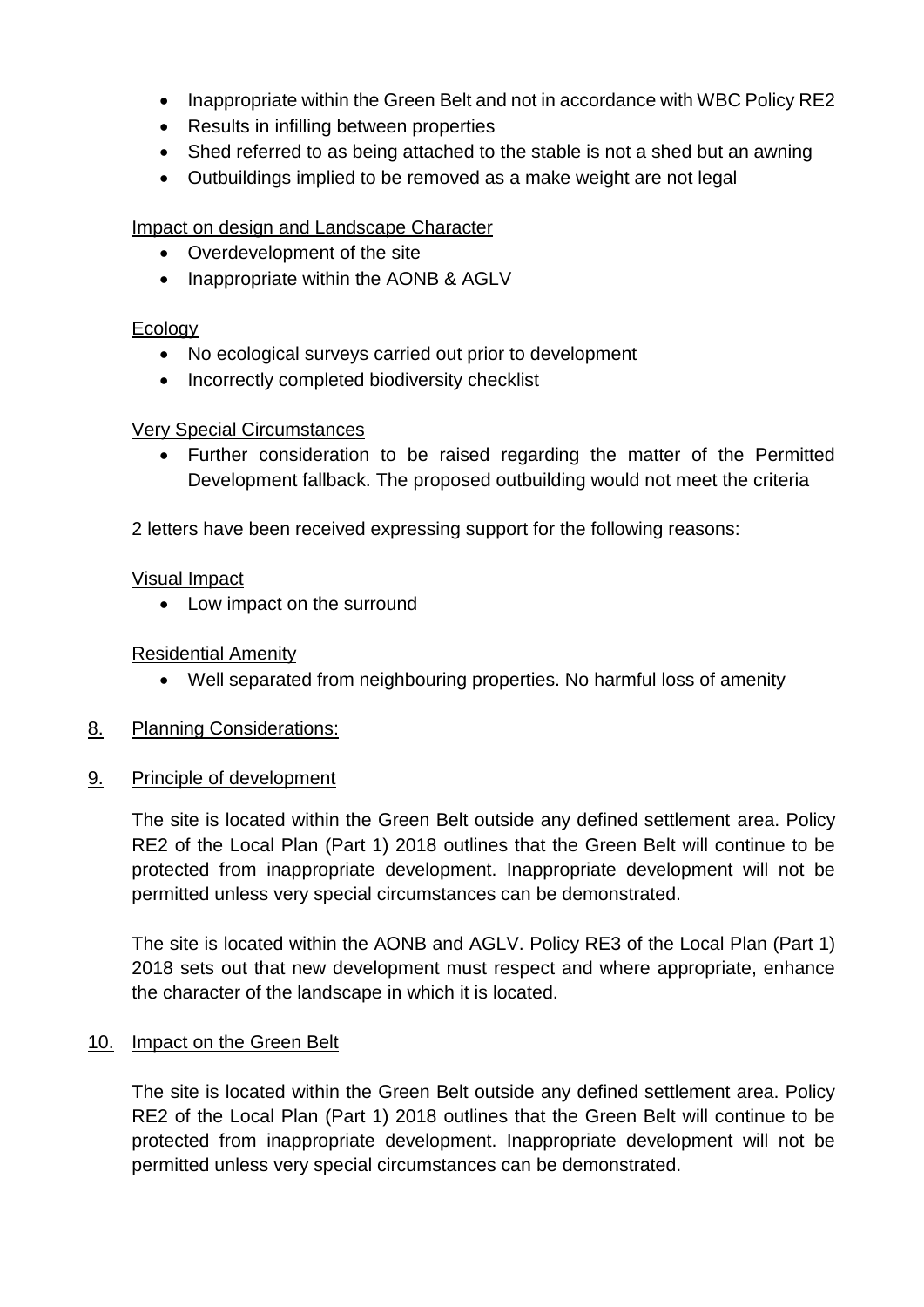- Inappropriate within the Green Belt and not in accordance with WBC Policy RE2
- Results in infilling between properties
- Shed referred to as being attached to the stable is not a shed but an awning
- Outbuildings implied to be removed as a make weight are not legal

Impact on design and Landscape Character

- Overdevelopment of the site
- Inappropriate within the AONB & AGLV

Ecology

- No ecological surveys carried out prior to development
- Incorrectly completed biodiversity checklist

Very Special Circumstances

- Further consideration to be raised regarding the matter of the Permitted Development fallback. The proposed outbuilding would not meet the criteria

2 letters have been received expressing support for the following reasons:

Visual Impact

- Low impact on the surround

Residential Amenity

- Well separated from neighbouring properties. No harmful loss of amenity

8. Planning Considerations:

9. Principle of development

The site is located within the Green Belt outside any defined settlement area. Policy RE2 of the Local Plan (Part 1) 2018 outlines that the Green Belt will continue to be protected from inappropriate development. Inappropriate development will not be permitted unless very special circumstances can be demonstrated.

The site is located within the AONB and AGLV. Policy RE3 of the Local Plan (Part 1) 2018 sets out that new development must respect and where appropriate, enhance the character of the landscape in which it is located.

10. Impact on the Green Belt

The site is located within the Green Belt outside any defined settlement area. Policy RE2 of the Local Plan (Part 1) 2018 outlines that the Green Belt will continue to be protected from inappropriate development. Inappropriate development will not be permitted unless very special circumstances can be demonstrated.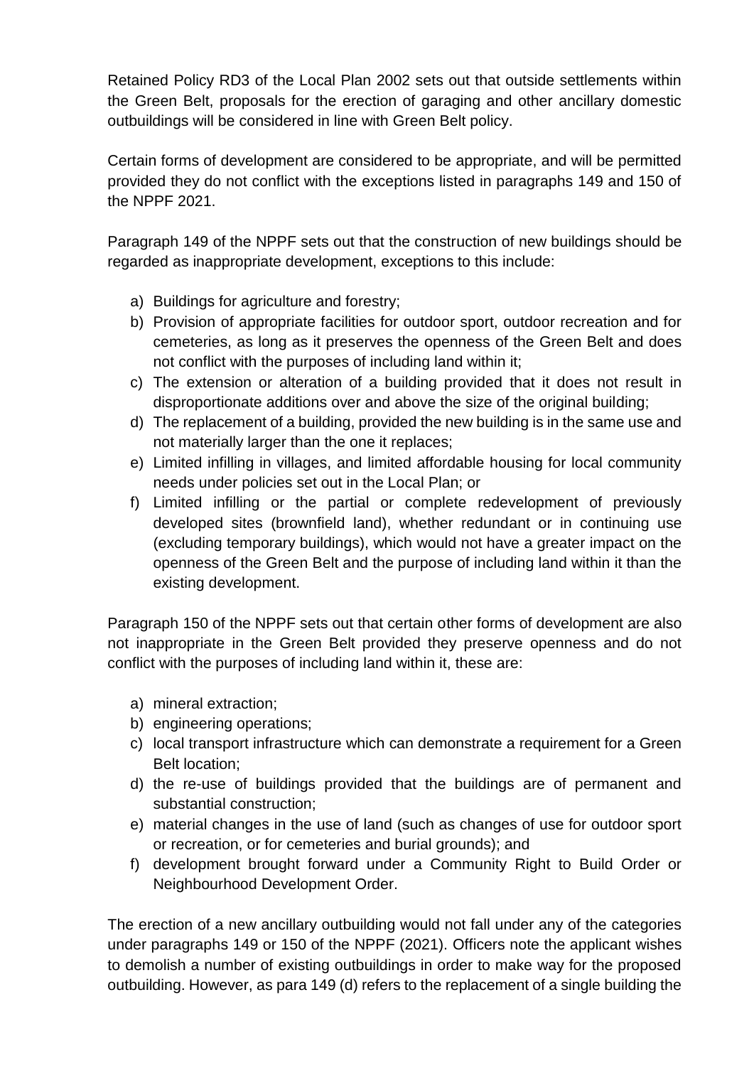Retained Policy RD3 of the Local Plan 2002 sets out that outside settlements within the Green Belt, proposals for the erection of garaging and other ancillary domestic outbuildings will be considered in line with Green Belt policy.

Certain forms of development are considered to be appropriate, and will be permitted provided they do not conflict with the exceptions listed in paragraphs 149 and 150 of the NPPF 2021.

Paragraph 149 of the NPPF sets out that the construction of new buildings should be regarded as inappropriate development, exceptions to this include:

a) Buildings for agriculture and forestry;
b) Provision of appropriate facilities for outdoor sport, outdoor recreation and for cemeteries, as long as it preserves the openness of the Green Belt and does not conflict with the purposes of including land within it;
c) The extension or alteration of a building provided that it does not result in disproportionate additions over and above the size of the original building;
d) The replacement of a building, provided the new building is in the same use and not materially larger than the one it replaces;
e) Limited infilling in villages, and limited affordable housing for local community needs under policies set out in the Local Plan; or
f) Limited infilling or the partial or complete redevelopment of previously developed sites (brownfield land), whether redundant or in continuing use (excluding temporary buildings), which would not have a greater impact on the openness of the Green Belt and the purpose of including land within it than the existing development.

Paragraph 150 of the NPPF sets out that certain other forms of development are also not inappropriate in the Green Belt provided they preserve openness and do not conflict with the purposes of including land within it, these are:

a) mineral extraction;
b) engineering operations;
c) local transport infrastructure which can demonstrate a requirement for a Green Belt location;
d) the re-use of buildings provided that the buildings are of permanent and substantial construction;
e) material changes in the use of land (such as changes of use for outdoor sport or recreation, or for cemeteries and burial grounds); and
f) development brought forward under a Community Right to Build Order or Neighbourhood Development Order.

The erection of a new ancillary outbuilding would not fall under any of the categories under paragraphs 149 or 150 of the NPPF (2021). Officers note the applicant wishes to demolish a number of existing outbuildings in order to make way for the proposed outbuilding. However, as para 149 (d) refers to the replacement of a single building the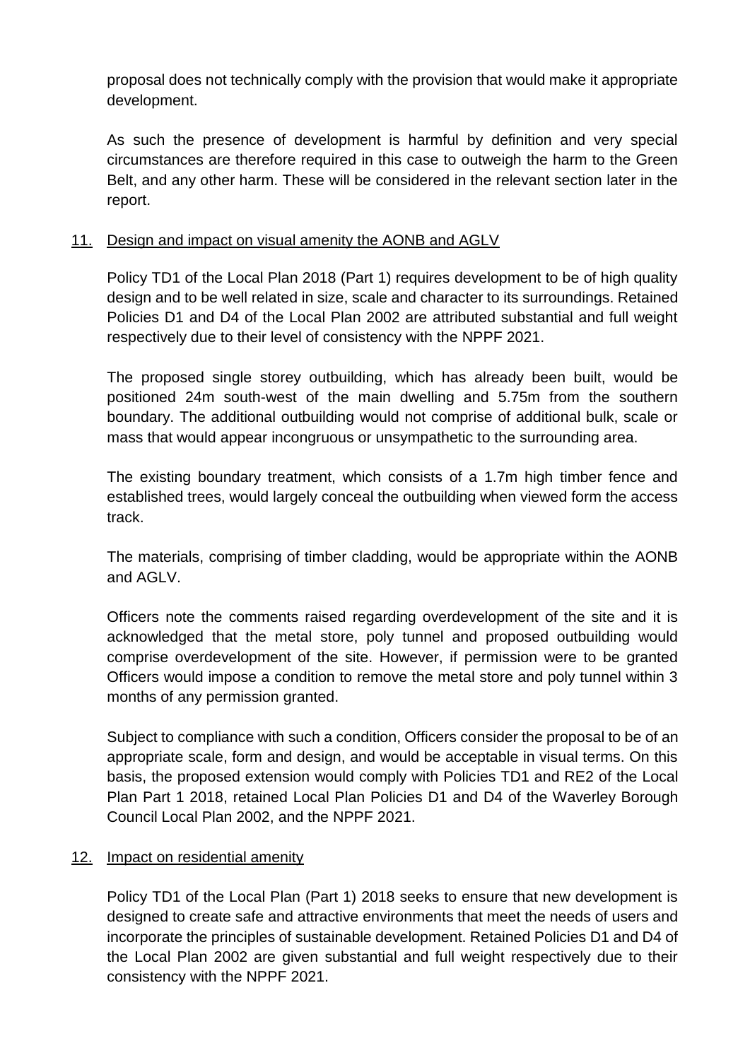proposal does not technically comply with the provision that would make it appropriate development.

As such the presence of development is harmful by definition and very special circumstances are therefore required in this case to outweigh the harm to the Green Belt, and any other harm. These will be considered in the relevant section later in the report.

## 11. Design and impact on visual amenity the AONB and AGLV

Policy TD1 of the Local Plan 2018 (Part 1) requires development to be of high quality design and to be well related in size, scale and character to its surroundings. Retained Policies D1 and D4 of the Local Plan 2002 are attributed substantial and full weight respectively due to their level of consistency with the NPPF 2021.

The proposed single storey outbuilding, which has already been built, would be positioned 24m south-west of the main dwelling and 5.75m from the southern boundary. The additional outbuilding would not comprise of additional bulk, scale or mass that would appear incongruous or unsympathetic to the surrounding area.

The existing boundary treatment, which consists of a 1.7m high timber fence and established trees, would largely conceal the outbuilding when viewed form the access track.

The materials, comprising of timber cladding, would be appropriate within the AONB and AGLV.

Officers note the comments raised regarding overdevelopment of the site and it is acknowledged that the metal store, poly tunnel and proposed outbuilding would comprise overdevelopment of the site. However, if permission were to be granted Officers would impose a condition to remove the metal store and poly tunnel within 3 months of any permission granted.

Subject to compliance with such a condition, Officers consider the proposal to be of an appropriate scale, form and design, and would be acceptable in visual terms. On this basis, the proposed extension would comply with Policies TD1 and RE2 of the Local Plan Part 1 2018, retained Local Plan Policies D1 and D4 of the Waverley Borough Council Local Plan 2002, and the NPPF 2021.

## 12. Impact on residential amenity

Policy TD1 of the Local Plan (Part 1) 2018 seeks to ensure that new development is designed to create safe and attractive environments that meet the needs of users and incorporate the principles of sustainable development. Retained Policies D1 and D4 of the Local Plan 2002 are given substantial and full weight respectively due to their consistency with the NPPF 2021.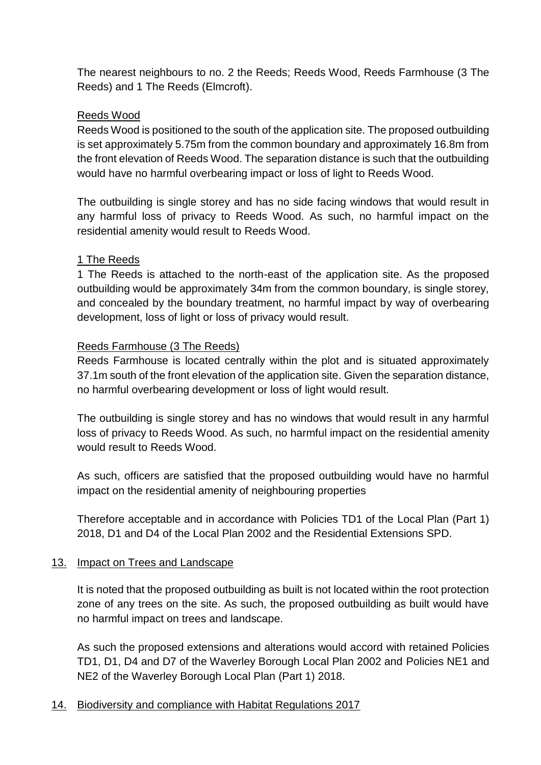The nearest neighbours to no. 2 the Reeds; Reeds Wood, Reeds Farmhouse (3 The Reeds) and 1 The Reeds (Elmcroft).

Reeds Wood

Reeds Wood is positioned to the south of the application site. The proposed outbuilding is set approximately 5.75m from the common boundary and approximately 16.8m from the front elevation of Reeds Wood. The separation distance is such that the outbuilding would have no harmful overbearing impact or loss of light to Reeds Wood.

The outbuilding is single storey and has no side facing windows that would result in any harmful loss of privacy to Reeds Wood. As such, no harmful impact on the residential amenity would result to Reeds Wood.

1 The Reeds

1 The Reeds is attached to the north-east of the application site. As the proposed outbuilding would be approximately 34m from the common boundary, is single storey, and concealed by the boundary treatment, no harmful impact by way of overbearing development, loss of light or loss of privacy would result.

Reeds Farmhouse (3 The Reeds)

Reeds Farmhouse is located centrally within the plot and is situated approximately 37.1m south of the front elevation of the application site. Given the separation distance, no harmful overbearing development or loss of light would result.

The outbuilding is single storey and has no windows that would result in any harmful loss of privacy to Reeds Wood. As such, no harmful impact on the residential amenity would result to Reeds Wood.

As such, officers are satisfied that the proposed outbuilding would have no harmful impact on the residential amenity of neighbouring properties

Therefore acceptable and in accordance with Policies TD1 of the Local Plan (Part 1) 2018, D1 and D4 of the Local Plan 2002 and the Residential Extensions SPD.

## 13. Impact on Trees and Landscape

It is noted that the proposed outbuilding as built is not located within the root protection zone of any trees on the site. As such, the proposed outbuilding as built would have no harmful impact on trees and landscape.

As such the proposed extensions and alterations would accord with retained Policies TD1, D1, D4 and D7 of the Waverley Borough Local Plan 2002 and Policies NE1 and NE2 of the Waverley Borough Local Plan (Part 1) 2018.

## 14. Biodiversity and compliance with Habitat Regulations 2017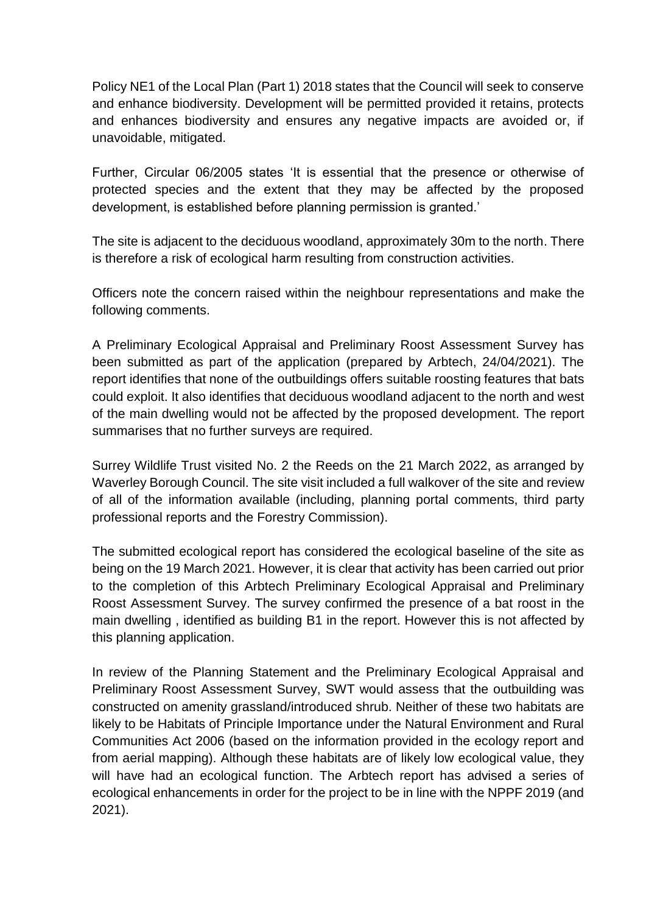Policy NE1 of the Local Plan (Part 1) 2018 states that the Council will seek to conserve and enhance biodiversity. Development will be permitted provided it retains, protects and enhances biodiversity and ensures any negative impacts are avoided or, if unavoidable, mitigated.

Further, Circular 06/2005 states 'It is essential that the presence or otherwise of protected species and the extent that they may be affected by the proposed development, is established before planning permission is granted.'

The site is adjacent to the deciduous woodland, approximately 30m to the north. There is therefore a risk of ecological harm resulting from construction activities.

Officers note the concern raised within the neighbour representations and make the following comments.

A Preliminary Ecological Appraisal and Preliminary Roost Assessment Survey has been submitted as part of the application (prepared by Arbtech, 24/04/2021). The report identifies that none of the outbuildings offers suitable roosting features that bats could exploit. It also identifies that deciduous woodland adjacent to the north and west of the main dwelling would not be affected by the proposed development. The report summarises that no further surveys are required.

Surrey Wildlife Trust visited No. 2 the Reeds on the 21 March 2022, as arranged by Waverley Borough Council. The site visit included a full walkover of the site and review of all of the information available (including, planning portal comments, third party professional reports and the Forestry Commission).

The submitted ecological report has considered the ecological baseline of the site as being on the 19 March 2021. However, it is clear that activity has been carried out prior to the completion of this Arbtech Preliminary Ecological Appraisal and Preliminary Roost Assessment Survey. The survey confirmed the presence of a bat roost in the main dwelling , identified as building B1 in the report. However this is not affected by this planning application.

In review of the Planning Statement and the Preliminary Ecological Appraisal and Preliminary Roost Assessment Survey, SWT would assess that the outbuilding was constructed on amenity grassland/introduced shrub. Neither of these two habitats are likely to be Habitats of Principle Importance under the Natural Environment and Rural Communities Act 2006 (based on the information provided in the ecology report and from aerial mapping). Although these habitats are of likely low ecological value, they will have had an ecological function. The Arbtech report has advised a series of ecological enhancements in order for the project to be in line with the NPPF 2019 (and 2021).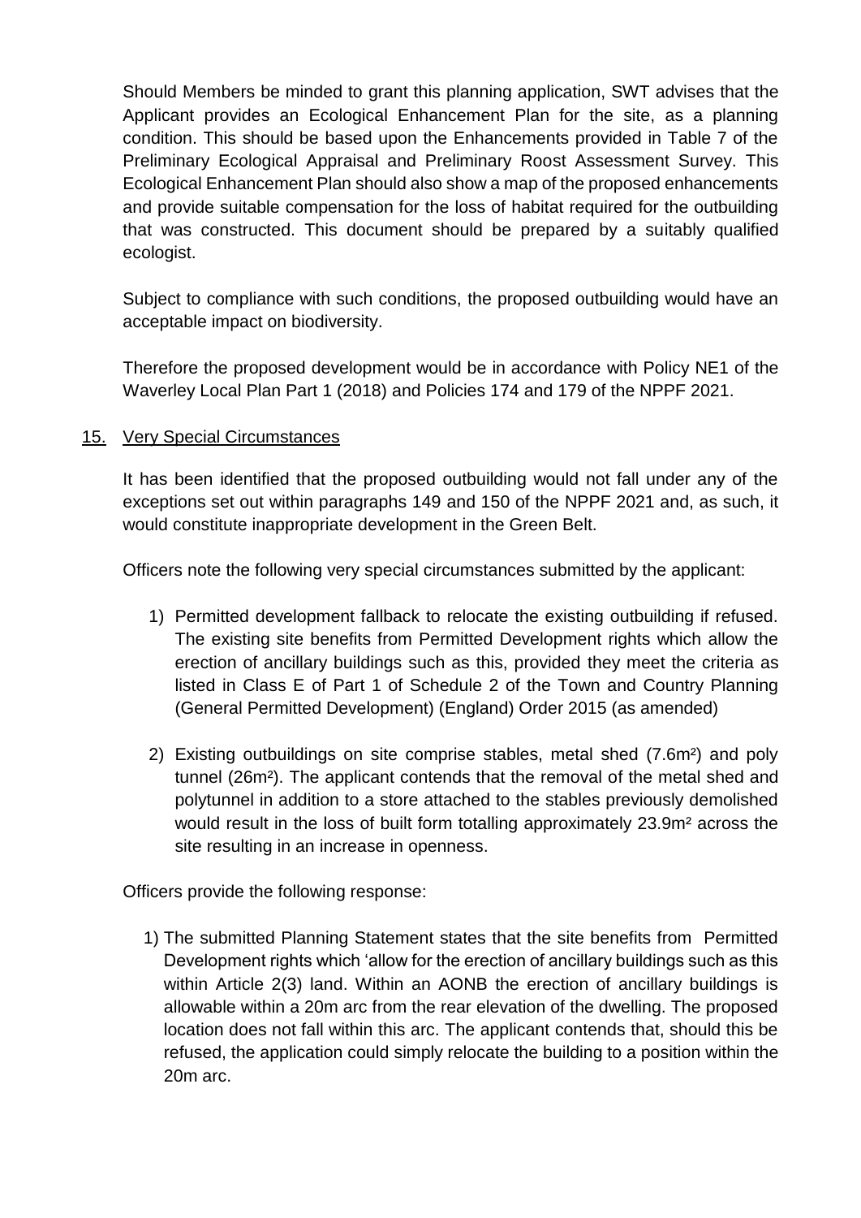Should Members be minded to grant this planning application, SWT advises that the Applicant provides an Ecological Enhancement Plan for the site, as a planning condition. This should be based upon the Enhancements provided in Table 7 of the Preliminary Ecological Appraisal and Preliminary Roost Assessment Survey. This Ecological Enhancement Plan should also show a map of the proposed enhancements and provide suitable compensation for the loss of habitat required for the outbuilding that was constructed. This document should be prepared by a suitably qualified ecologist.

Subject to compliance with such conditions, the proposed outbuilding would have an acceptable impact on biodiversity.

Therefore the proposed development would be in accordance with Policy NE1 of the Waverley Local Plan Part 1 (2018) and Policies 174 and 179 of the NPPF 2021.

## 15. Very Special Circumstances

It has been identified that the proposed outbuilding would not fall under any of the exceptions set out within paragraphs 149 and 150 of the NPPF 2021 and, as such, it would constitute inappropriate development in the Green Belt.

Officers note the following very special circumstances submitted by the applicant:

1) Permitted development fallback to relocate the existing outbuilding if refused. The existing site benefits from Permitted Development rights which allow the erection of ancillary buildings such as this, provided they meet the criteria as listed in Class E of Part 1 of Schedule 2 of the Town and Country Planning (General Permitted Development) (England) Order 2015 (as amended)
2) Existing outbuildings on site comprise stables, metal shed (7.6m²) and poly tunnel (26m²). The applicant contends that the removal of the metal shed and polytunnel in addition to a store attached to the stables previously demolished would result in the loss of built form totalling approximately 23.9m² across the site resulting in an increase in openness.

Officers provide the following response:

1) The submitted Planning Statement states that the site benefits from Permitted Development rights which 'allow for the erection of ancillary buildings such as this within Article 2(3) land. Within an AONB the erection of ancillary buildings is allowable within a 20m arc from the rear elevation of the dwelling. The proposed location does not fall within this arc. The applicant contends that, should this be refused, the application could simply relocate the building to a position within the 20m arc.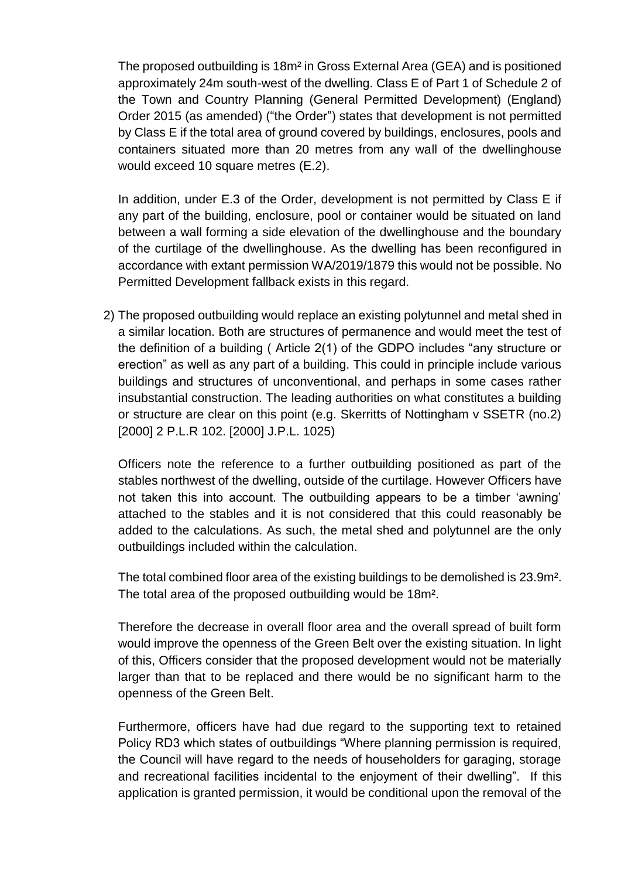The proposed outbuilding is 18m² in Gross External Area (GEA) and is positioned approximately 24m south-west of the dwelling. Class E of Part 1 of Schedule 2 of the Town and Country Planning (General Permitted Development) (England) Order 2015 (as amended) ("the Order") states that development is not permitted by Class E if the total area of ground covered by buildings, enclosures, pools and containers situated more than 20 metres from any wall of the dwellinghouse would exceed 10 square metres (E.2).

In addition, under E.3 of the Order, development is not permitted by Class E if any part of the building, enclosure, pool or container would be situated on land between a wall forming a side elevation of the dwellinghouse and the boundary of the curtilage of the dwellinghouse. As the dwelling has been reconfigured in accordance with extant permission WA/2019/1879 this would not be possible. No Permitted Development fallback exists in this regard.

2) The proposed outbuilding would replace an existing polytunnel and metal shed in a similar location. Both are structures of permanence and would meet the test of the definition of a building ( Article 2(1) of the GDPO includes "any structure or erection" as well as any part of a building. This could in principle include various buildings and structures of unconventional, and perhaps in some cases rather insubstantial construction. The leading authorities on what constitutes a building or structure are clear on this point (e.g. Skerritts of Nottingham v SSETR (no.2) [2000] 2 P.L.R 102. [2000] J.P.L. 1025)

   Officers note the reference to a further outbuilding positioned as part of the stables northwest of the dwelling, outside of the curtilage. However Officers have not taken this into account. The outbuilding appears to be a timber 'awning' attached to the stables and it is not considered that this could reasonably be added to the calculations. As such, the metal shed and polytunnel are the only outbuildings included within the calculation.

   The total combined floor area of the existing buildings to be demolished is 23.9m². The total area of the proposed outbuilding would be 18m².

   Therefore the decrease in overall floor area and the overall spread of built form would improve the openness of the Green Belt over the existing situation. In light of this, Officers consider that the proposed development would not be materially larger than that to be replaced and there would be no significant harm to the openness of the Green Belt.

   Furthermore, officers have had due regard to the supporting text to retained Policy RD3 which states of outbuildings "Where planning permission is required, the Council will have regard to the needs of householders for garaging, storage and recreational facilities incidental to the enjoyment of their dwelling". If this application is granted permission, it would be conditional upon the removal of the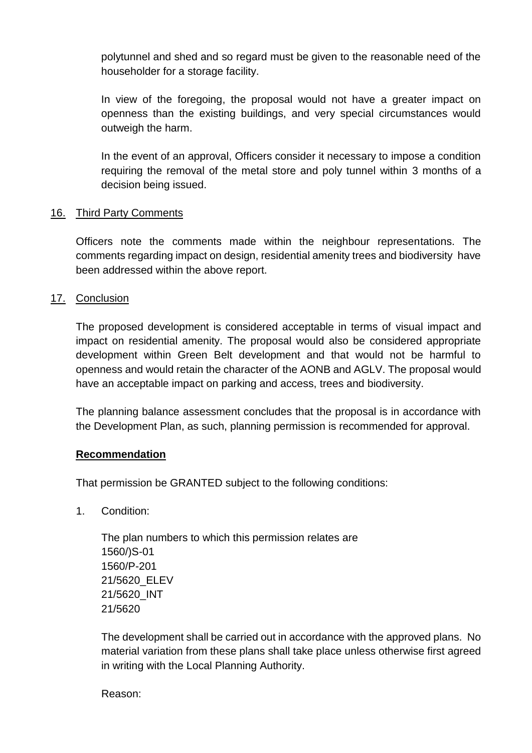polytunnel and shed and so regard must be given to the reasonable need of the householder for a storage facility.

In view of the foregoing, the proposal would not have a greater impact on openness than the existing buildings, and very special circumstances would outweigh the harm.

In the event of an approval, Officers consider it necessary to impose a condition requiring the removal of the metal store and poly tunnel within 3 months of a decision being issued.

## 16. Third Party Comments

Officers note the comments made within the neighbour representations. The comments regarding impact on design, residential amenity trees and biodiversity have been addressed within the above report.

## 17. Conclusion

The proposed development is considered acceptable in terms of visual impact and impact on residential amenity. The proposal would also be considered appropriate development within Green Belt development and that would not be harmful to openness and would retain the character of the AONB and AGLV. The proposal would have an acceptable impact on parking and access, trees and biodiversity.

The planning balance assessment concludes that the proposal is in accordance with the Development Plan, as such, planning permission is recommended for approval.

**Recommendation**

That permission be GRANTED subject to the following conditions:

1. Condition:

   The plan numbers to which this permission relates are
   1560/)S-01
   1560/P-201
   21/5620_ELEV
   21/5620_INT
   21/5620

   The development shall be carried out in accordance with the approved plans. No material variation from these plans shall take place unless otherwise first agreed in writing with the Local Planning Authority.

   Reason: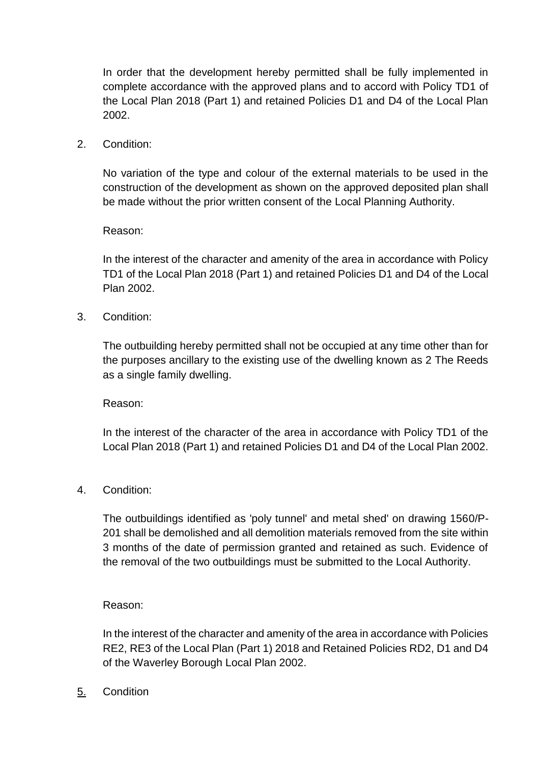In order that the development hereby permitted shall be fully implemented in complete accordance with the approved plans and to accord with Policy TD1 of the Local Plan 2018 (Part 1) and retained Policies D1 and D4 of the Local Plan 2002.

2. Condition:

   No variation of the type and colour of the external materials to be used in the construction of the development as shown on the approved deposited plan shall be made without the prior written consent of the Local Planning Authority.

   Reason:

   In the interest of the character and amenity of the area in accordance with Policy TD1 of the Local Plan 2018 (Part 1) and retained Policies D1 and D4 of the Local Plan 2002.

3. Condition:

   The outbuilding hereby permitted shall not be occupied at any time other than for the purposes ancillary to the existing use of the dwelling known as 2 The Reeds as a single family dwelling.

   Reason:

   In the interest of the character of the area in accordance with Policy TD1 of the Local Plan 2018 (Part 1) and retained Policies D1 and D4 of the Local Plan 2002.

4. Condition:

   The outbuildings identified as 'poly tunnel' and metal shed' on drawing 1560/P-201 shall be demolished and all demolition materials removed from the site within 3 months of the date of permission granted and retained as such. Evidence of the removal of the two outbuildings must be submitted to the Local Authority.

   Reason:

   In the interest of the character and amenity of the area in accordance with Policies RE2, RE3 of the Local Plan (Part 1) 2018 and Retained Policies RD2, D1 and D4 of the Waverley Borough Local Plan 2002.

5. Condition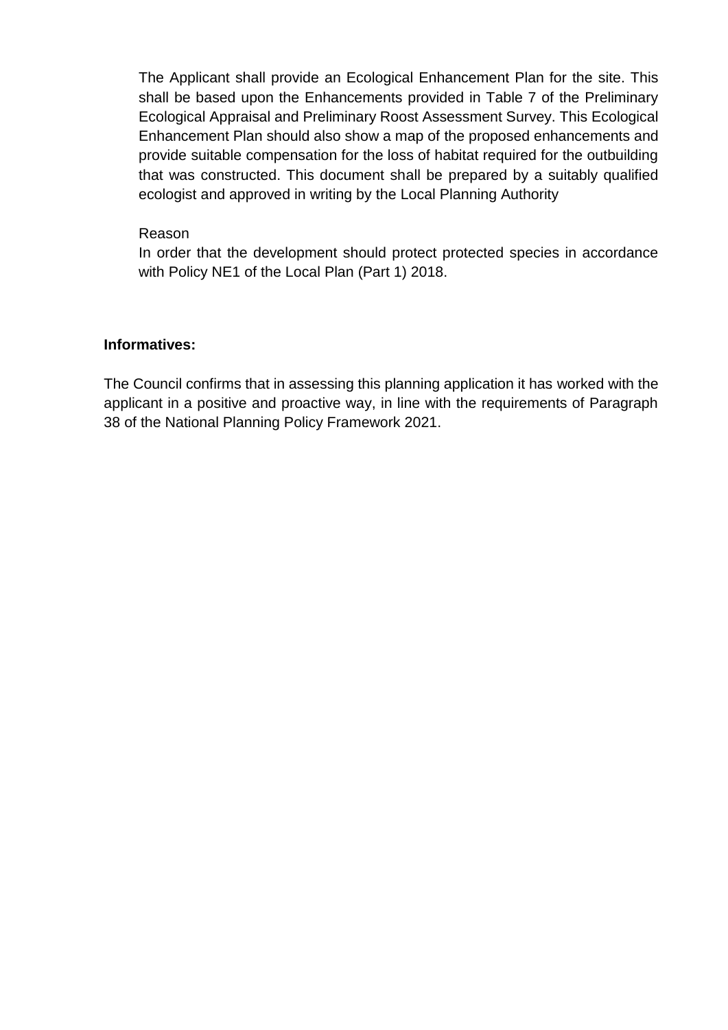The Applicant shall provide an Ecological Enhancement Plan for the site. This shall be based upon the Enhancements provided in Table 7 of the Preliminary Ecological Appraisal and Preliminary Roost Assessment Survey. This Ecological Enhancement Plan should also show a map of the proposed enhancements and provide suitable compensation for the loss of habitat required for the outbuilding that was constructed. This document shall be prepared by a suitably qualified ecologist and approved in writing by the Local Planning Authority

Reason
In order that the development should protect protected species in accordance with Policy NE1 of the Local Plan (Part 1) 2018.

**Informatives:**

The Council confirms that in assessing this planning application it has worked with the applicant in a positive and proactive way, in line with the requirements of Paragraph 38 of the National Planning Policy Framework 2021.